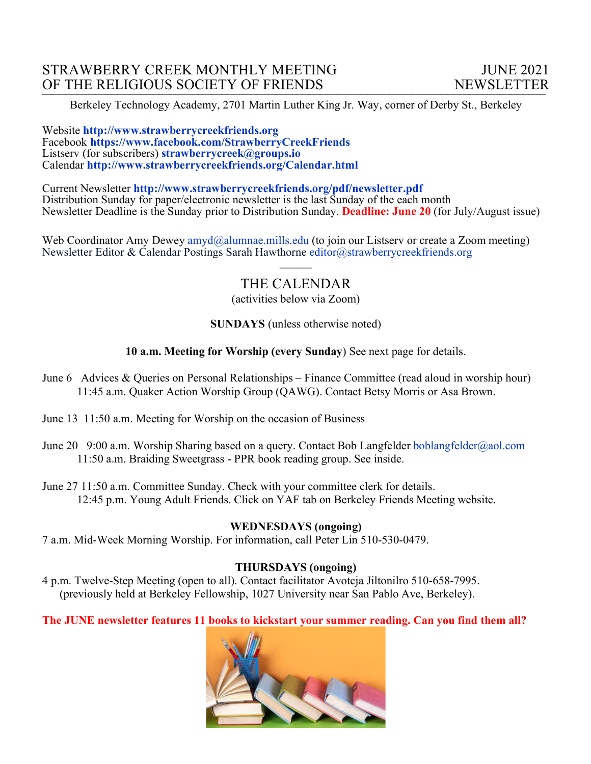# STRAWBERRY CREEK MONTHLY MEETING OF THE RELIGIOUS SOCIETY OF FRIENDS

# JUNE 2021 NEWSLETTER

Berkeley Technology Academy, 2701 Martin Luther King Jr. Way, corner of Derby St., Berkeley

Website **http://www.strawberrycreekfriends.org**
Facebook **https://www.facebook.com/StrawberryCreekFriends**
Listserv (for subscribers) **strawberrycreek@groups.io**
Calendar **http://www.strawberrycreekfriends.org/Calendar.html**

Current Newsletter **http://www.strawberrycreekfriends.org/pdf/newsletter.pdf**
Distribution Sunday for paper/electronic newsletter is the last Sunday of the each month
Newsletter Deadline is the Sunday prior to Distribution Sunday. **Deadline: June 20** (for July/August issue)

Web Coordinator Amy Dewey amyd@alumnae.mills.edu (to join our Listserv or create a Zoom meeting)
Newsletter Editor & Calendar Postings Sarah Hawthorne editor@strawberrycreekfriends.org

---

## THE CALENDAR

(activities below via Zoom)

**SUNDAYS** (unless otherwise noted)

**10 a.m. Meeting for Worship (every Sunday**) See next page for details.

June 6 Advices & Queries on Personal Relationships – Finance Committee (read aloud in worship hour)
11:45 a.m. Quaker Action Worship Group (QAWG). Contact Betsy Morris or Asa Brown.

June 13 11:50 a.m. Meeting for Worship on the occasion of Business

June 20 9:00 a.m. Worship Sharing based on a query. Contact Bob Langfelder boblangfelder@aol.com
11:50 a.m. Braiding Sweetgrass - PPR book reading group. See inside.

June 27 11:50 a.m. Committee Sunday. Check with your committee clerk for details.
12:45 p.m. Young Adult Friends. Click on YAF tab on Berkeley Friends Meeting website.

**WEDNESDAYS (ongoing)**

7 a.m. Mid-Week Morning Worship. For information, call Peter Lin 510-530-0479.

**THURSDAYS (ongoing)**

4 p.m. Twelve-Step Meeting (open to all). Contact facilitator Avotcja Jiltonilro 510-658-7995.
(previously held at Berkeley Fellowship, 1027 University near San Pablo Ave, Berkeley).

**The JUNE newsletter features 11 books to kickstart your summer reading. Can you find them all?**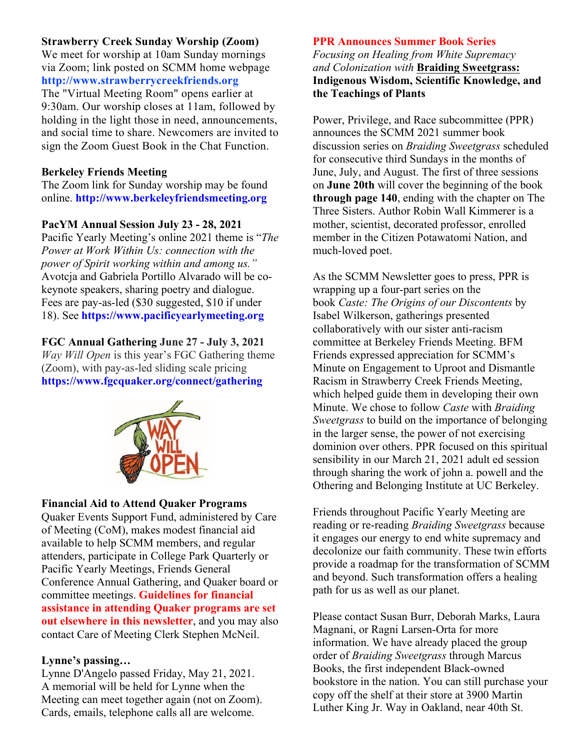### Strawberry Creek Sunday Worship (Zoom)

We meet for worship at 10am Sunday mornings via Zoom; link posted on SCMM home webpage **http://www.strawberrycreekfriends.org** The "Virtual Meeting Room" opens earlier at 9:30am. Our worship closes at 11am, followed by holding in the light those in need, announcements, and social time to share. Newcomers are invited to sign the Zoom Guest Book in the Chat Function.

### Berkeley Friends Meeting

The Zoom link for Sunday worship may be found online. **http://www.berkeleyfriendsmeeting.org**

### PacYM Annual Session July 23 - 28, 2021

Pacific Yearly Meeting's online 2021 theme is "*The Power at Work Within Us: connection with the power of Spirit working within and among us.*" Avotcja and Gabriela Portillo Alvarado will be co-keynote speakers, sharing poetry and dialogue. Fees are pay-as-led ($30 suggested, $10 if under 18). See **https://www.pacificyearlymeeting.org**

### FGC Annual Gathering June 27 - July 3, 2021

*Way Will Open* is this year's FGC Gathering theme (Zoom), with pay-as-led sliding scale pricing **https://www.fgcquaker.org/connect/gathering**

### Financial Aid to Attend Quaker Programs

Quaker Events Support Fund, administered by Care of Meeting (CoM), makes modest financial aid available to help SCMM members, and regular attenders, participate in College Park Quarterly or Pacific Yearly Meetings, Friends General Conference Annual Gathering, and Quaker board or committee meetings. **Guidelines for financial assistance in attending Quaker programs are set out elsewhere in this newsletter**, and you may also contact Care of Meeting Clerk Stephen McNeil.

### Lynne's passing…

Lynne D'Angelo passed Friday, May 21, 2021. A memorial will be held for Lynne when the Meeting can meet together again (not on Zoom). Cards, emails, telephone calls all are welcome.

### PPR Announces Summer Book Series

*Focusing on Healing from White Supremacy and Colonization with* **Braiding Sweetgrass: Indigenous Wisdom, Scientific Knowledge, and the Teachings of Plants**

Power, Privilege, and Race subcommittee (PPR) announces the SCMM 2021 summer book discussion series on *Braiding Sweetgrass* scheduled for consecutive third Sundays in the months of June, July, and August. The first of three sessions on **June 20th** will cover the beginning of the book **through page 140**, ending with the chapter on The Three Sisters. Author Robin Wall Kimmerer is a mother, scientist, decorated professor, enrolled member in the Citizen Potawatomi Nation, and much-loved poet.

As the SCMM Newsletter goes to press, PPR is wrapping up a four-part series on the book *Caste: The Origins of our Discontents* by Isabel Wilkerson, gatherings presented collaboratively with our sister anti-racism committee at Berkeley Friends Meeting. BFM Friends expressed appreciation for SCMM's Minute on Engagement to Uproot and Dismantle Racism in Strawberry Creek Friends Meeting, which helped guide them in developing their own Minute. We chose to follow *Caste* with *Braiding Sweetgrass* to build on the importance of belonging in the larger sense, the power of not exercising dominion over others. PPR focused on this spiritual sensibility in our March 21, 2021 adult ed session through sharing the work of john a. powell and the Othering and Belonging Institute at UC Berkeley.

Friends throughout Pacific Yearly Meeting are reading or re-reading *Braiding Sweetgrass* because it engages our energy to end white supremacy and decolonize our faith community. These twin efforts provide a roadmap for the transformation of SCMM and beyond. Such transformation offers a healing path for us as well as our planet.

Please contact Susan Burr, Deborah Marks, Laura Magnani, or Ragni Larsen-Orta for more information. We have already placed the group order of *Braiding Sweetgrass* through Marcus Books, the first independent Black-owned bookstore in the nation. You can still purchase your copy off the shelf at their store at 3900 Martin Luther King Jr. Way in Oakland, near 40th St.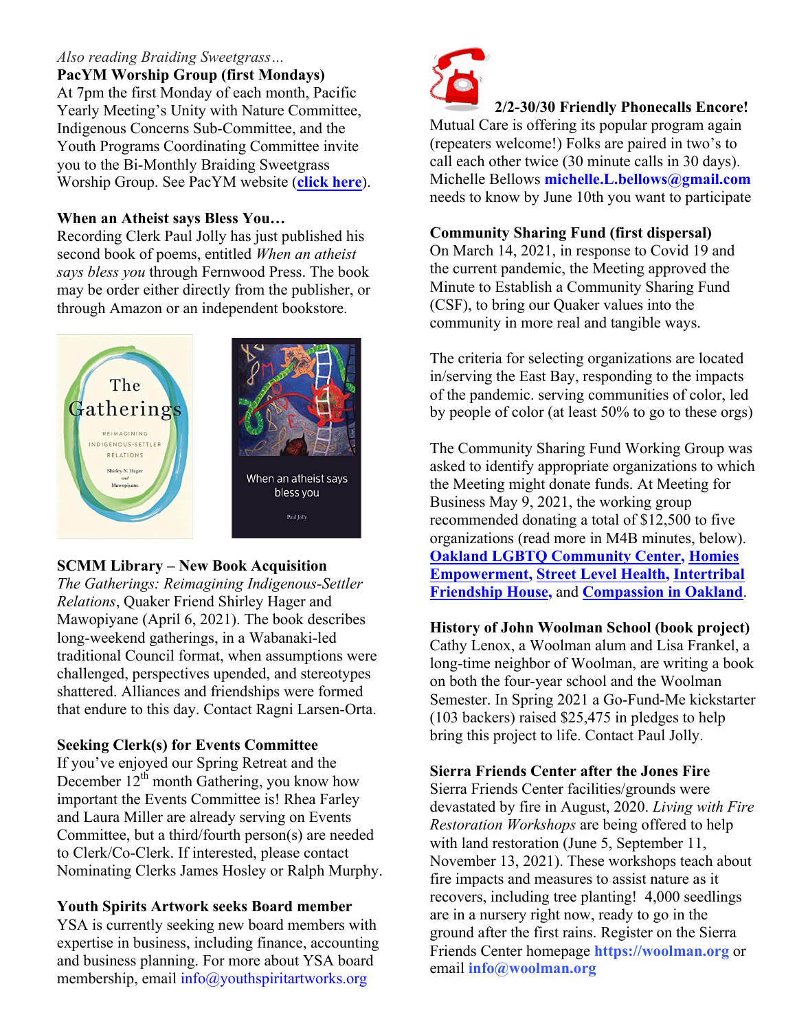*Also reading Braiding Sweetgrass…*

**PacYM Worship Group (first Mondays)**

At 7pm the first Monday of each month, Pacific Yearly Meeting's Unity with Nature Committee, Indigenous Concerns Sub-Committee, and the Youth Programs Coordinating Committee invite you to the Bi-Monthly Braiding Sweetgrass Worship Group. See PacYM website (**click here**).

**When an Atheist says Bless You…**

Recording Clerk Paul Jolly has just published his second book of poems, entitled *When an atheist says bless you* through Fernwood Press. The book may be order either directly from the publisher, or through Amazon or an independent bookstore.

**SCMM Library – New Book Acquisition**

*The Gatherings: Reimagining Indigenous-Settler Relations*, Quaker Friend Shirley Hager and Mawopiyane (April 6, 2021). The book describes long-weekend gatherings, in a Wabanaki-led traditional Council format, when assumptions were challenged, perspectives upended, and stereotypes shattered. Alliances and friendships were formed that endure to this day. Contact Ragni Larsen-Orta.

**Seeking Clerk(s) for Events Committee**

If you've enjoyed our Spring Retreat and the December 12th month Gathering, you know how important the Events Committee is! Rhea Farley and Laura Miller are already serving on Events Committee, but a third/fourth person(s) are needed to Clerk/Co-Clerk. If interested, please contact Nominating Clerks James Hosley or Ralph Murphy.

**Youth Spirits Artwork seeks Board member**

YSA is currently seeking new board members with expertise in business, including finance, accounting and business planning. For more about YSA board membership, email info@youthspiritartworks.org

**2/2-30/30 Friendly Phonecalls Encore!**

Mutual Care is offering its popular program again (repeaters welcome!) Folks are paired in two's to call each other twice (30 minute calls in 30 days). Michelle Bellows **michelle.L.bellows@gmail.com** needs to know by June 10th you want to participate

**Community Sharing Fund (first dispersal)**

On March 14, 2021, in response to Covid 19 and the current pandemic, the Meeting approved the Minute to Establish a Community Sharing Fund (CSF), to bring our Quaker values into the community in more real and tangible ways.

The criteria for selecting organizations are located in/serving the East Bay, responding to the impacts of the pandemic. serving communities of color, led by people of color (at least 50% to go to these orgs)

The Community Sharing Fund Working Group was asked to identify appropriate organizations to which the Meeting might donate funds. At Meeting for Business May 9, 2021, the working group recommended donating a total of $12,500 to five organizations (read more in M4B minutes, below). **Oakland LGBTQ Community Center, Homies Empowerment, Street Level Health, Intertribal Friendship House,** and **Compassion in Oakland**.

**History of John Woolman School (book project)**

Cathy Lenox, a Woolman alum and Lisa Frankel, a long-time neighbor of Woolman, are writing a book on both the four-year school and the Woolman Semester. In Spring 2021 a Go-Fund-Me kickstarter (103 backers) raised $25,475 in pledges to help bring this project to life. Contact Paul Jolly.

**Sierra Friends Center after the Jones Fire**

Sierra Friends Center facilities/grounds were devastated by fire in August, 2020. *Living with Fire Restoration Workshops* are being offered to help with land restoration (June 5, September 11, November 13, 2021). These workshops teach about fire impacts and measures to assist nature as it recovers, including tree planting! 4,000 seedlings are in a nursery right now, ready to go in the ground after the first rains. Register on the Sierra Friends Center homepage **https://woolman.org** or email **info@woolman.org**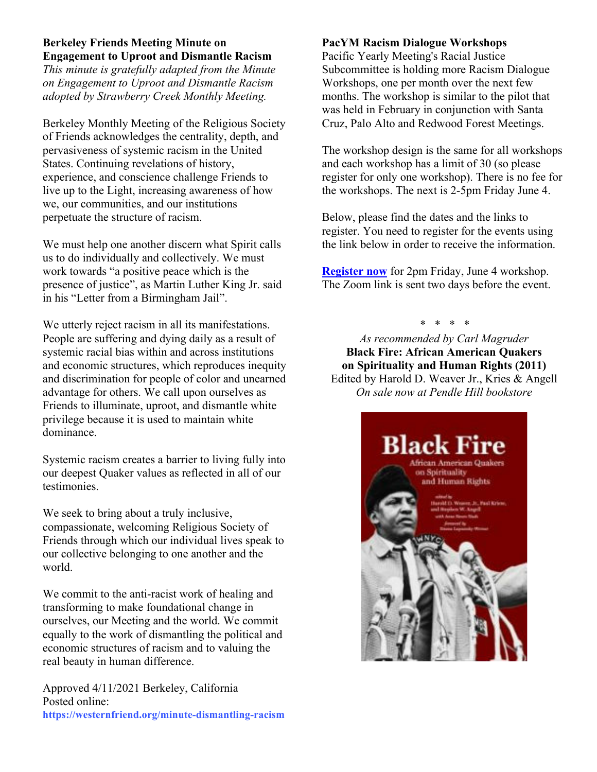**Berkeley Friends Meeting Minute on Engagement to Uproot and Dismantle Racism**

*This minute is gratefully adapted from the Minute on Engagement to Uproot and Dismantle Racism adopted by Strawberry Creek Monthly Meeting.*

Berkeley Monthly Meeting of the Religious Society of Friends acknowledges the centrality, depth, and pervasiveness of systemic racism in the United States. Continuing revelations of history, experience, and conscience challenge Friends to live up to the Light, increasing awareness of how we, our communities, and our institutions perpetuate the structure of racism.

We must help one another discern what Spirit calls us to do individually and collectively. We must work towards "a positive peace which is the presence of justice", as Martin Luther King Jr. said in his "Letter from a Birmingham Jail".

We utterly reject racism in all its manifestations. People are suffering and dying daily as a result of systemic racial bias within and across institutions and economic structures, which reproduces inequity and discrimination for people of color and unearned advantage for others. We call upon ourselves as Friends to illuminate, uproot, and dismantle white privilege because it is used to maintain white dominance.

Systemic racism creates a barrier to living fully into our deepest Quaker values as reflected in all of our testimonies.

We seek to bring about a truly inclusive, compassionate, welcoming Religious Society of Friends through which our individual lives speak to our collective belonging to one another and the world.

We commit to the anti-racist work of healing and transforming to make foundational change in ourselves, our Meeting and the world. We commit equally to the work of dismantling the political and economic structures of racism and to valuing the real beauty in human difference.

Approved 4/11/2021 Berkeley, California
Posted online:
https://westernfriend.org/minute-dismantling-racism

**PacYM Racism Dialogue Workshops**

Pacific Yearly Meeting's Racial Justice Subcommittee is holding more Racism Dialogue Workshops, one per month over the next few months. The workshop is similar to the pilot that was held in February in conjunction with Santa Cruz, Palo Alto and Redwood Forest Meetings.

The workshop design is the same for all workshops and each workshop has a limit of 30 (so please register for only one workshop). There is no fee for the workshops. The next is 2-5pm Friday June 4.

Below, please find the dates and the links to register. You need to register for the events using the link below in order to receive the information.

**Register now** for 2pm Friday, June 4 workshop. The Zoom link is sent two days before the event.

\* \* \* \*

*As recommended by Carl Magruder*

**Black Fire: African American Quakers on Spirituality and Human Rights (2011)**

Edited by Harold D. Weaver Jr., Kries & Angell

*On sale now at Pendle Hill bookstore*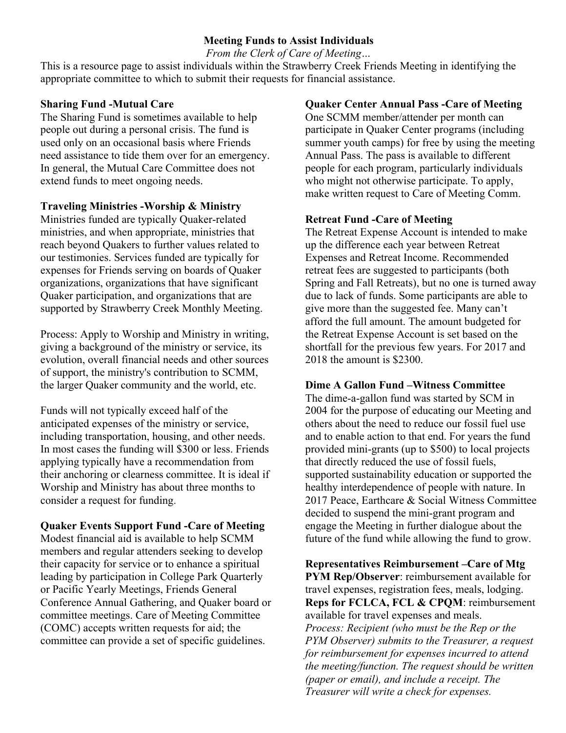**Meeting Funds to Assist Individuals**

*From the Clerk of Care of Meeting…*

This is a resource page to assist individuals within the Strawberry Creek Friends Meeting in identifying the appropriate committee to which to submit their requests for financial assistance.

**Sharing Fund -Mutual Care**

The Sharing Fund is sometimes available to help people out during a personal crisis. The fund is used only on an occasional basis where Friends need assistance to tide them over for an emergency. In general, the Mutual Care Committee does not extend funds to meet ongoing needs.

**Traveling Ministries -Worship & Ministry**

Ministries funded are typically Quaker-related ministries, and when appropriate, ministries that reach beyond Quakers to further values related to our testimonies. Services funded are typically for expenses for Friends serving on boards of Quaker organizations, organizations that have significant Quaker participation, and organizations that are supported by Strawberry Creek Monthly Meeting.

Process: Apply to Worship and Ministry in writing, giving a background of the ministry or service, its evolution, overall financial needs and other sources of support, the ministry's contribution to SCMM, the larger Quaker community and the world, etc.

Funds will not typically exceed half of the anticipated expenses of the ministry or service, including transportation, housing, and other needs. In most cases the funding will $300 or less. Friends applying typically have a recommendation from their anchoring or clearness committee. It is ideal if Worship and Ministry has about three months to consider a request for funding.

**Quaker Events Support Fund -Care of Meeting**

Modest financial aid is available to help SCMM members and regular attenders seeking to develop their capacity for service or to enhance a spiritual leading by participation in College Park Quarterly or Pacific Yearly Meetings, Friends General Conference Annual Gathering, and Quaker board or committee meetings. Care of Meeting Committee (COMC) accepts written requests for aid; the committee can provide a set of specific guidelines.

**Quaker Center Annual Pass -Care of Meeting**

One SCMM member/attender per month can participate in Quaker Center programs (including summer youth camps) for free by using the meeting Annual Pass. The pass is available to different people for each program, particularly individuals who might not otherwise participate. To apply, make written request to Care of Meeting Comm.

**Retreat Fund -Care of Meeting**

The Retreat Expense Account is intended to make up the difference each year between Retreat Expenses and Retreat Income. Recommended retreat fees are suggested to participants (both Spring and Fall Retreats), but no one is turned away due to lack of funds. Some participants are able to give more than the suggested fee. Many can't afford the full amount. The amount budgeted for the Retreat Expense Account is set based on the shortfall for the previous few years. For 2017 and 2018 the amount is $2300.

**Dime A Gallon Fund –Witness Committee**

The dime-a-gallon fund was started by SCM in 2004 for the purpose of educating our Meeting and others about the need to reduce our fossil fuel use and to enable action to that end. For years the fund provided mini-grants (up to $500) to local projects that directly reduced the use of fossil fuels, supported sustainability education or supported the healthy interdependence of people with nature. In 2017 Peace, Earthcare & Social Witness Committee decided to suspend the mini-grant program and engage the Meeting in further dialogue about the future of the fund while allowing the fund to grow.

**Representatives Reimbursement –Care of Mtg**

**PYM Rep/Observer**: reimbursement available for travel expenses, registration fees, meals, lodging.

**Reps for FCLCA, FCL & CPQM**: reimbursement available for travel expenses and meals.

*Process: Recipient (who must be the Rep or the PYM Observer) submits to the Treasurer, a request for reimbursement for expenses incurred to attend the meeting/function. The request should be written (paper or email), and include a receipt. The Treasurer will write a check for expenses.*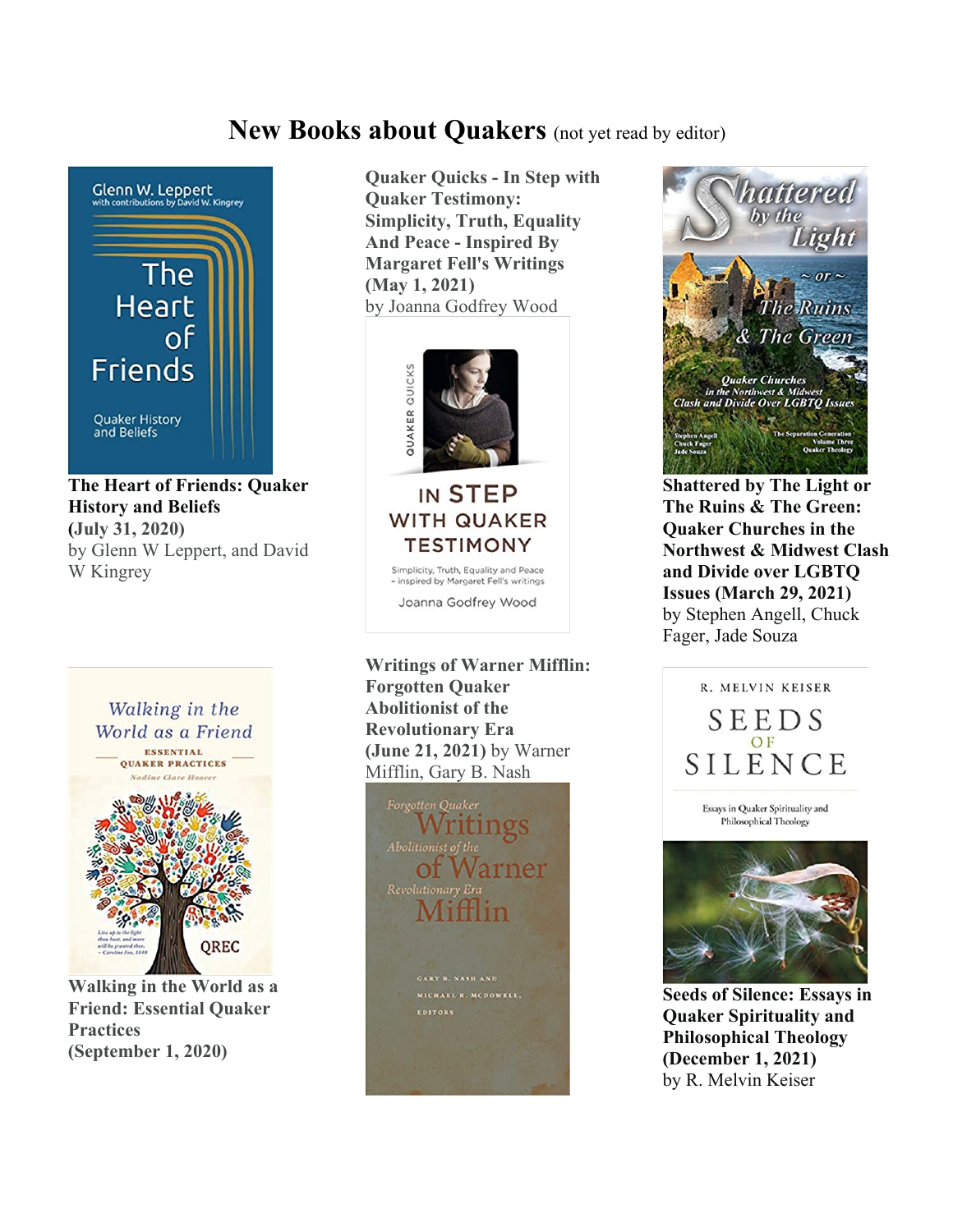# New Books about Quakers (not yet read by editor)

**The Heart of Friends: Quaker History and Beliefs (July 31, 2020)**
by Glenn W Leppert, and David W Kingrey

**Quaker Quicks - In Step with Quaker Testimony: Simplicity, Truth, Equality And Peace - Inspired By Margaret Fell's Writings (May 1, 2021)**
by Joanna Godfrey Wood

**Shattered by The Light or The Ruins & The Green: Quaker Churches in the Northwest & Midwest Clash and Divide over LGBTQ Issues (March 29, 2021)**
by Stephen Angell, Chuck Fager, Jade Souza

**Walking in the World as a Friend: Essential Quaker Practices (September 1, 2020)**

**Writings of Warner Mifflin: Forgotten Quaker Abolitionist of the Revolutionary Era (June 21, 2021)** by Warner Mifflin, Gary B. Nash

**Seeds of Silence: Essays in Quaker Spirituality and Philosophical Theology (December 1, 2021)**
by R. Melvin Keiser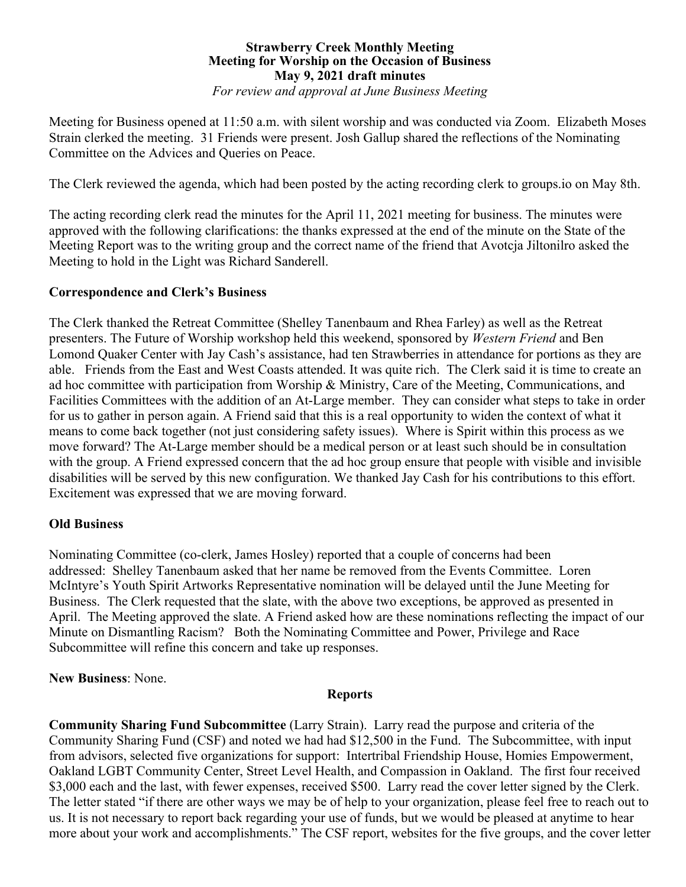**Strawberry Creek Monthly Meeting**
**Meeting for Worship on the Occasion of Business**
**May 9, 2021 draft minutes**
*For review and approval at June Business Meeting*

Meeting for Business opened at 11:50 a.m. with silent worship and was conducted via Zoom. Elizabeth Moses Strain clerked the meeting. 31 Friends were present. Josh Gallup shared the reflections of the Nominating Committee on the Advices and Queries on Peace.

The Clerk reviewed the agenda, which had been posted by the acting recording clerk to groups.io on May 8th.

The acting recording clerk read the minutes for the April 11, 2021 meeting for business. The minutes were approved with the following clarifications: the thanks expressed at the end of the minute on the State of the Meeting Report was to the writing group and the correct name of the friend that Avotcja Jiltonilro asked the Meeting to hold in the Light was Richard Sanderell.

**Correspondence and Clerk's Business**

The Clerk thanked the Retreat Committee (Shelley Tanenbaum and Rhea Farley) as well as the Retreat presenters. The Future of Worship workshop held this weekend, sponsored by *Western Friend* and Ben Lomond Quaker Center with Jay Cash's assistance, had ten Strawberries in attendance for portions as they are able. Friends from the East and West Coasts attended. It was quite rich. The Clerk said it is time to create an ad hoc committee with participation from Worship & Ministry, Care of the Meeting, Communications, and Facilities Committees with the addition of an At-Large member. They can consider what steps to take in order for us to gather in person again. A Friend said that this is a real opportunity to widen the context of what it means to come back together (not just considering safety issues). Where is Spirit within this process as we move forward? The At-Large member should be a medical person or at least such should be in consultation with the group. A Friend expressed concern that the ad hoc group ensure that people with visible and invisible disabilities will be served by this new configuration. We thanked Jay Cash for his contributions to this effort. Excitement was expressed that we are moving forward.

**Old Business**

Nominating Committee (co-clerk, James Hosley) reported that a couple of concerns had been addressed: Shelley Tanenbaum asked that her name be removed from the Events Committee. Loren McIntyre's Youth Spirit Artworks Representative nomination will be delayed until the June Meeting for Business. The Clerk requested that the slate, with the above two exceptions, be approved as presented in April. The Meeting approved the slate. A Friend asked how are these nominations reflecting the impact of our Minute on Dismantling Racism? Both the Nominating Committee and Power, Privilege and Race Subcommittee will refine this concern and take up responses.

**New Business**: None.

**Reports**

**Community Sharing Fund Subcommittee** (Larry Strain). Larry read the purpose and criteria of the Community Sharing Fund (CSF) and noted we had had $12,500 in the Fund. The Subcommittee, with input from advisors, selected five organizations for support: Intertribal Friendship House, Homies Empowerment, Oakland LGBT Community Center, Street Level Health, and Compassion in Oakland. The first four received $3,000 each and the last, with fewer expenses, received $500. Larry read the cover letter signed by the Clerk. The letter stated "if there are other ways we may be of help to your organization, please feel free to reach out to us. It is not necessary to report back regarding your use of funds, but we would be pleased at anytime to hear more about your work and accomplishments." The CSF report, websites for the five groups, and the cover letter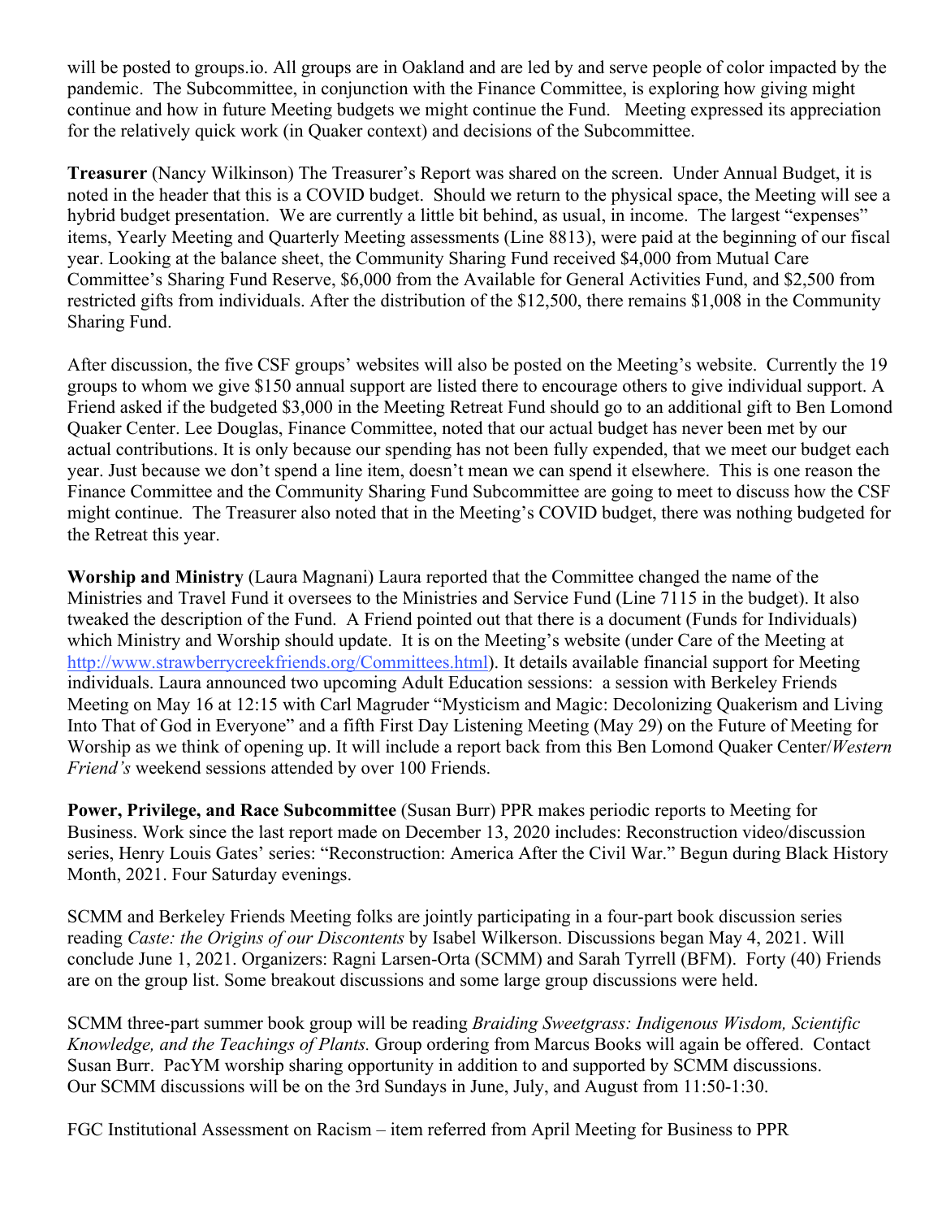will be posted to groups.io. All groups are in Oakland and are led by and serve people of color impacted by the pandemic. The Subcommittee, in conjunction with the Finance Committee, is exploring how giving might continue and how in future Meeting budgets we might continue the Fund. Meeting expressed its appreciation for the relatively quick work (in Quaker context) and decisions of the Subcommittee.

**Treasurer** (Nancy Wilkinson) The Treasurer's Report was shared on the screen. Under Annual Budget, it is noted in the header that this is a COVID budget. Should we return to the physical space, the Meeting will see a hybrid budget presentation. We are currently a little bit behind, as usual, in income. The largest "expenses" items, Yearly Meeting and Quarterly Meeting assessments (Line 8813), were paid at the beginning of our fiscal year. Looking at the balance sheet, the Community Sharing Fund received $4,000 from Mutual Care Committee's Sharing Fund Reserve, $6,000 from the Available for General Activities Fund, and $2,500 from restricted gifts from individuals. After the distribution of the $12,500, there remains $1,008 in the Community Sharing Fund.

After discussion, the five CSF groups' websites will also be posted on the Meeting's website. Currently the 19 groups to whom we give $150 annual support are listed there to encourage others to give individual support. A Friend asked if the budgeted $3,000 in the Meeting Retreat Fund should go to an additional gift to Ben Lomond Quaker Center. Lee Douglas, Finance Committee, noted that our actual budget has never been met by our actual contributions. It is only because our spending has not been fully expended, that we meet our budget each year. Just because we don't spend a line item, doesn't mean we can spend it elsewhere. This is one reason the Finance Committee and the Community Sharing Fund Subcommittee are going to meet to discuss how the CSF might continue. The Treasurer also noted that in the Meeting's COVID budget, there was nothing budgeted for the Retreat this year.

**Worship and Ministry** (Laura Magnani) Laura reported that the Committee changed the name of the Ministries and Travel Fund it oversees to the Ministries and Service Fund (Line 7115 in the budget). It also tweaked the description of the Fund. A Friend pointed out that there is a document (Funds for Individuals) which Ministry and Worship should update. It is on the Meeting's website (under Care of the Meeting at http://www.strawberrycreekfriends.org/Committees.html). It details available financial support for Meeting individuals. Laura announced two upcoming Adult Education sessions: a session with Berkeley Friends Meeting on May 16 at 12:15 with Carl Magruder "Mysticism and Magic: Decolonizing Quakerism and Living Into That of God in Everyone" and a fifth First Day Listening Meeting (May 29) on the Future of Meeting for Worship as we think of opening up. It will include a report back from this Ben Lomond Quaker Center/*Western Friend's* weekend sessions attended by over 100 Friends.

**Power, Privilege, and Race Subcommittee** (Susan Burr) PPR makes periodic reports to Meeting for Business. Work since the last report made on December 13, 2020 includes: Reconstruction video/discussion series, Henry Louis Gates' series: "Reconstruction: America After the Civil War." Begun during Black History Month, 2021. Four Saturday evenings.

SCMM and Berkeley Friends Meeting folks are jointly participating in a four-part book discussion series reading *Caste: the Origins of our Discontents* by Isabel Wilkerson. Discussions began May 4, 2021. Will conclude June 1, 2021. Organizers: Ragni Larsen-Orta (SCMM) and Sarah Tyrrell (BFM). Forty (40) Friends are on the group list. Some breakout discussions and some large group discussions were held.

SCMM three-part summer book group will be reading *Braiding Sweetgrass: Indigenous Wisdom, Scientific Knowledge, and the Teachings of Plants.* Group ordering from Marcus Books will again be offered. Contact Susan Burr. PacYM worship sharing opportunity in addition to and supported by SCMM discussions. Our SCMM discussions will be on the 3rd Sundays in June, July, and August from 11:50-1:30.

FGC Institutional Assessment on Racism – item referred from April Meeting for Business to PPR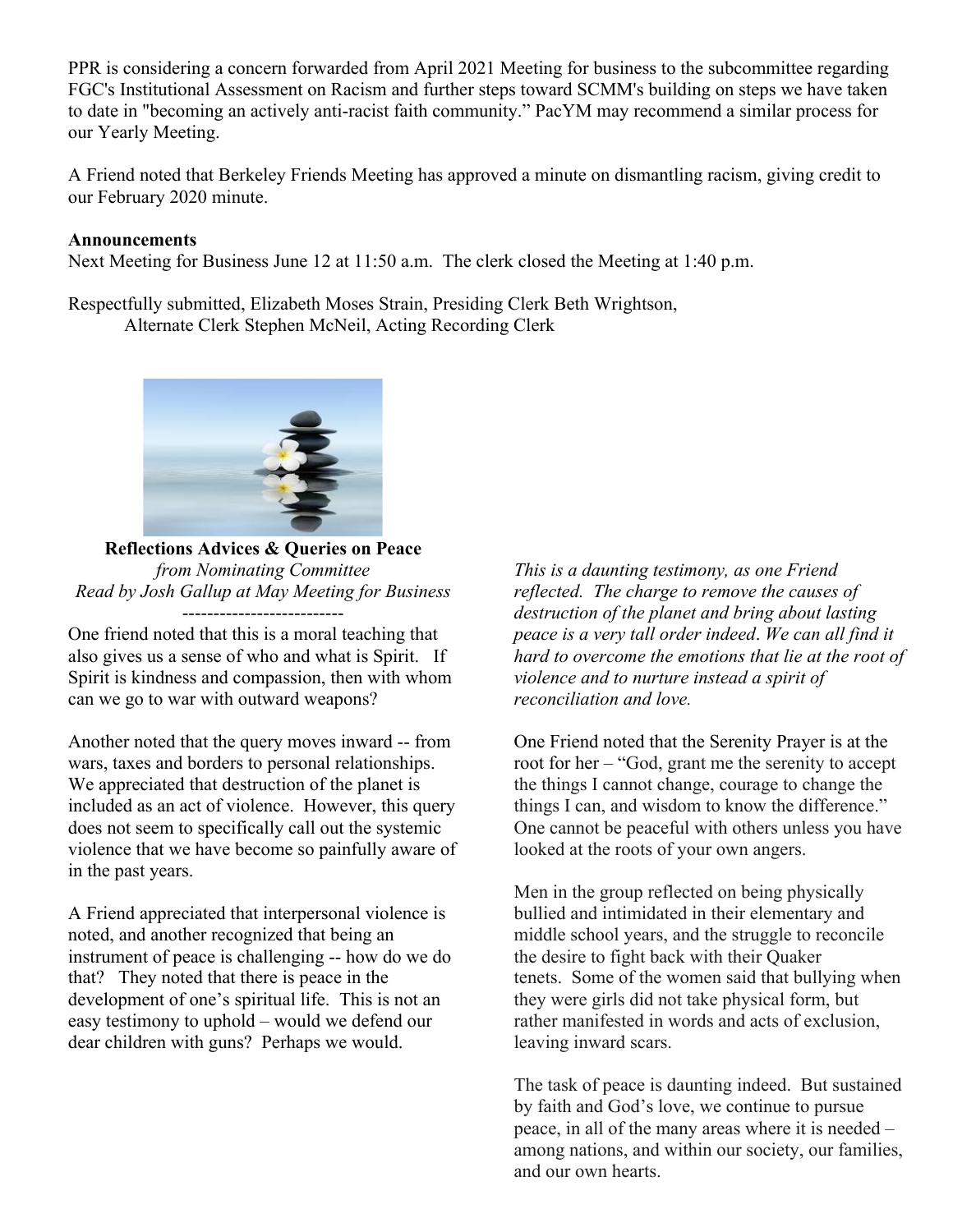PPR is considering a concern forwarded from April 2021 Meeting for business to the subcommittee regarding FGC's Institutional Assessment on Racism and further steps toward SCMM's building on steps we have taken to date in "becoming an actively anti-racist faith community." PacYM may recommend a similar process for our Yearly Meeting.

A Friend noted that Berkeley Friends Meeting has approved a minute on dismantling racism, giving credit to our February 2020 minute.

**Announcements**
Next Meeting for Business June 12 at 11:50 a.m. The clerk closed the Meeting at 1:40 p.m.

Respectfully submitted, Elizabeth Moses Strain, Presiding Clerk Beth Wrightson, Alternate Clerk Stephen McNeil, Acting Recording Clerk

**Reflections Advices & Queries on Peace**
*from Nominating Committee*
*Read by Josh Gallup at May Meeting for Business*

--------------------------

One friend noted that this is a moral teaching that also gives us a sense of who and what is Spirit. If Spirit is kindness and compassion, then with whom can we go to war with outward weapons?

Another noted that the query moves inward -- from wars, taxes and borders to personal relationships. We appreciated that destruction of the planet is included as an act of violence. However, this query does not seem to specifically call out the systemic violence that we have become so painfully aware of in the past years.

A Friend appreciated that interpersonal violence is noted, and another recognized that being an instrument of peace is challenging -- how do we do that? They noted that there is peace in the development of one's spiritual life. This is not an easy testimony to uphold – would we defend our dear children with guns? Perhaps we would.

*This is a daunting testimony, as one Friend reflected. The charge to remove the causes of destruction of the planet and bring about lasting peace is a very tall order indeed. We can all find it hard to overcome the emotions that lie at the root of violence and to nurture instead a spirit of reconciliation and love.*

One Friend noted that the Serenity Prayer is at the root for her – "God, grant me the serenity to accept the things I cannot change, courage to change the things I can, and wisdom to know the difference." One cannot be peaceful with others unless you have looked at the roots of your own angers.

Men in the group reflected on being physically bullied and intimidated in their elementary and middle school years, and the struggle to reconcile the desire to fight back with their Quaker tenets. Some of the women said that bullying when they were girls did not take physical form, but rather manifested in words and acts of exclusion, leaving inward scars.

The task of peace is daunting indeed. But sustained by faith and God's love, we continue to pursue peace, in all of the many areas where it is needed – among nations, and within our society, our families, and our own hearts.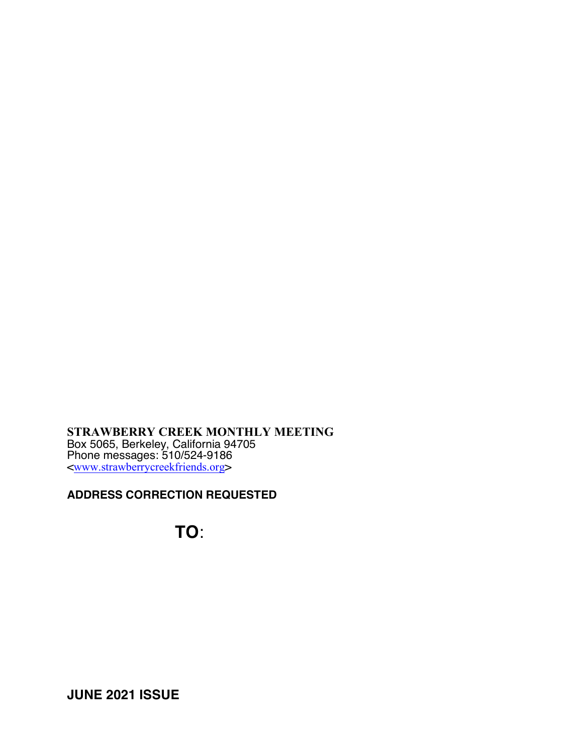**STRAWBERRY CREEK MONTHLY MEETING**
Box 5065, Berkeley, California 94705
Phone messages: 510/524-9186
<www.strawberrycreekfriends.org>

**ADDRESS CORRECTION REQUESTED**

**TO**:

**JUNE 2021 ISSUE**